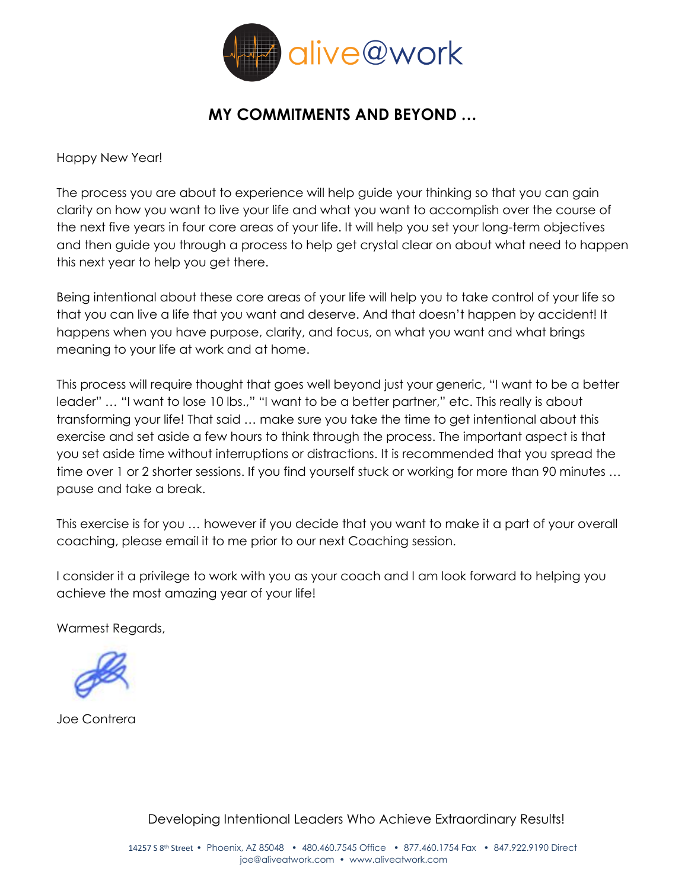alive@work

# MY COMMITMENTS AND BEYOND …

Happy New Year!

The process you are about to experience will help guide your thinking so that you can gain clarity on how you want to live your life and what you want to accomplish over the course of the next five years in four core areas of your life. It will help you set your long-term objectives and then guide you through a process to help get crystal clear on about what need to happen this next year to help you get there.

Being intentional about these core areas of your life will help you to take control of your life so that you can live a life that you want and deserve. And that doesn't happen by accident! It happens when you have purpose, clarity, and focus, on what you want and what brings meaning to your life at work and at home.

This process will require thought that goes well beyond just your generic, "I want to be a better leader" … "I want to lose 10 lbs.," "I want to be a better partner," etc. This really is about transforming your life! That said … make sure you take the time to get intentional about this exercise and set aside a few hours to think through the process. The important aspect is that you set aside time without interruptions or distractions. It is recommended that you spread the time over 1 or 2 shorter sessions. If you find yourself stuck or working for more than 90 minutes … pause and take a break.

This exercise is for you … however if you decide that you want to make it a part of your overall coaching, please email it to me prior to our next Coaching session.

I consider it a privilege to work with you as your coach and I am look forward to helping you achieve the most amazing year of your life!

Warmest Regards,

Joe Contrera

Developing Intentional Leaders Who Achieve Extraordinary Results!

14257 S 8th Street • Phoenix, AZ 85048 • 480.460.7545 Office • 877.460.1754 Fax • 847.922.9190 Direct
joe@aliveatwork.com • www.aliveatwork.com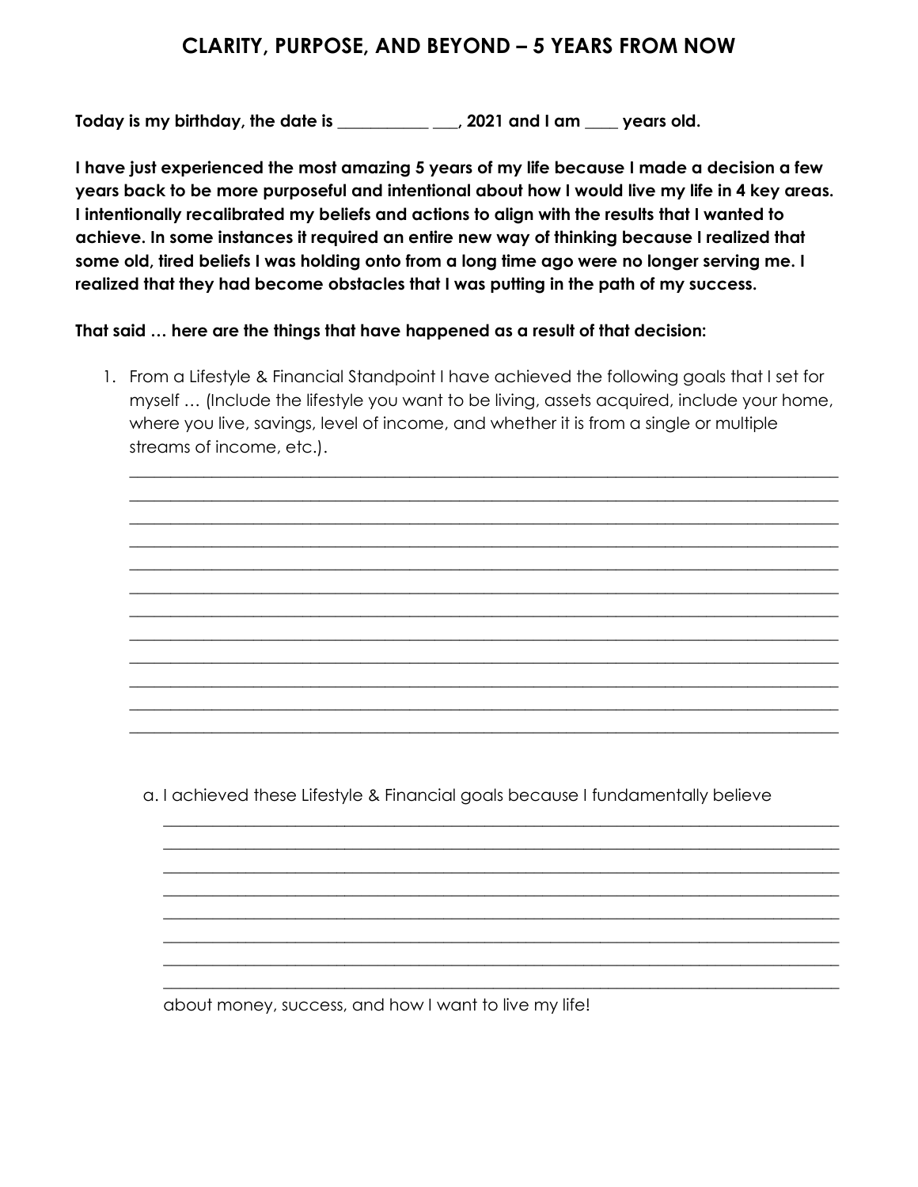# CLARITY, PURPOSE, AND BEYOND – 5 YEARS FROM NOW

**Today is my birthday, the date is ___________ ___, 2021 and I am ____ years old.**

**I have just experienced the most amazing 5 years of my life because I made a decision a few years back to be more purposeful and intentional about how I would live my life in 4 key areas. I intentionally recalibrated my beliefs and actions to align with the results that I wanted to achieve. In some instances it required an entire new way of thinking because I realized that some old, tired beliefs I was holding onto from a long time ago were no longer serving me. I realized that they had become obstacles that I was putting in the path of my success.**

**That said … here are the things that have happened as a result of that decision:**

1. From a Lifestyle & Financial Standpoint I have achieved the following goals that I set for myself … (Include the lifestyle you want to be living, assets acquired, include your home, where you live, savings, level of income, and whether it is from a single or multiple streams of income, etc.).

   ______________________________________________________________________________
   ______________________________________________________________________________
   ______________________________________________________________________________
   ______________________________________________________________________________
   ______________________________________________________________________________
   ______________________________________________________________________________
   ______________________________________________________________________________
   ______________________________________________________________________________
   ______________________________________________________________________________
   ______________________________________________________________________________
   ______________________________________________________________________________
   ______________________________________________________________________________

   a. I achieved these Lifestyle & Financial goals because I fundamentally believe

      ______________________________________________________________________________
      ______________________________________________________________________________
      ______________________________________________________________________________
      ______________________________________________________________________________
      ______________________________________________________________________________
      ______________________________________________________________________________
      ______________________________________________________________________________
      ______________________________________________________________________________

      about money, success, and how I want to live my life!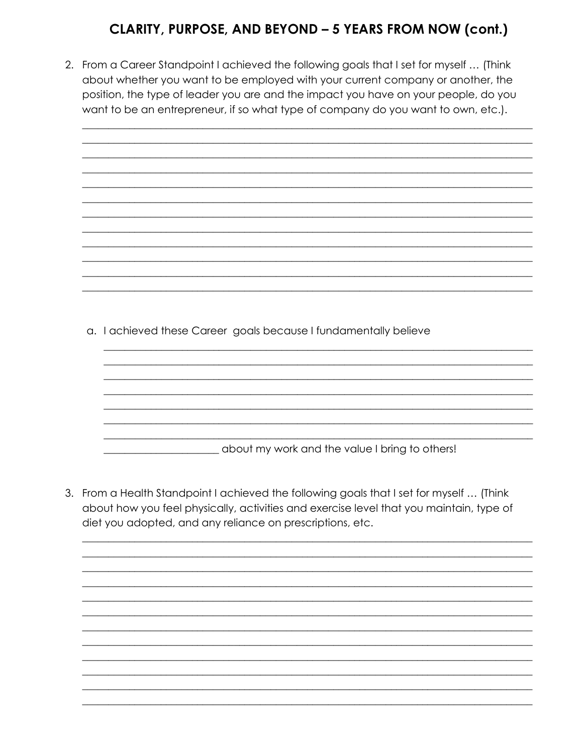## CLARITY, PURPOSE, AND BEYOND – 5 YEARS FROM NOW (cont.)

2. From a Career Standpoint I achieved the following goals that I set for myself … (Think about whether you want to be employed with your current company or another, the position, the type of leader you are and the impact you have on your people, do you want to be an entrepreneur, if so what type of company do you want to own, etc.).

______________________________________________________________________________
______________________________________________________________________________
______________________________________________________________________________
______________________________________________________________________________
______________________________________________________________________________
______________________________________________________________________________
______________________________________________________________________________
______________________________________________________________________________
______________________________________________________________________________
______________________________________________________________________________
______________________________________________________________________________
______________________________________________________________________________

   a. I achieved these Career goals because I fundamentally believe

   ___________________________________________________________________________
   ___________________________________________________________________________
   ___________________________________________________________________________
   ___________________________________________________________________________
   ___________________________________________________________________________
   ___________________________________________________________________________
   ___________________________________________________________________________
   ______________________ about my work and the value I bring to others!

3. From a Health Standpoint I achieved the following goals that I set for myself … (Think about how you feel physically, activities and exercise level that you maintain, type of diet you adopted, and any reliance on prescriptions, etc.

______________________________________________________________________________
______________________________________________________________________________
______________________________________________________________________________
______________________________________________________________________________
______________________________________________________________________________
______________________________________________________________________________
______________________________________________________________________________
______________________________________________________________________________
______________________________________________________________________________
______________________________________________________________________________
______________________________________________________________________________
______________________________________________________________________________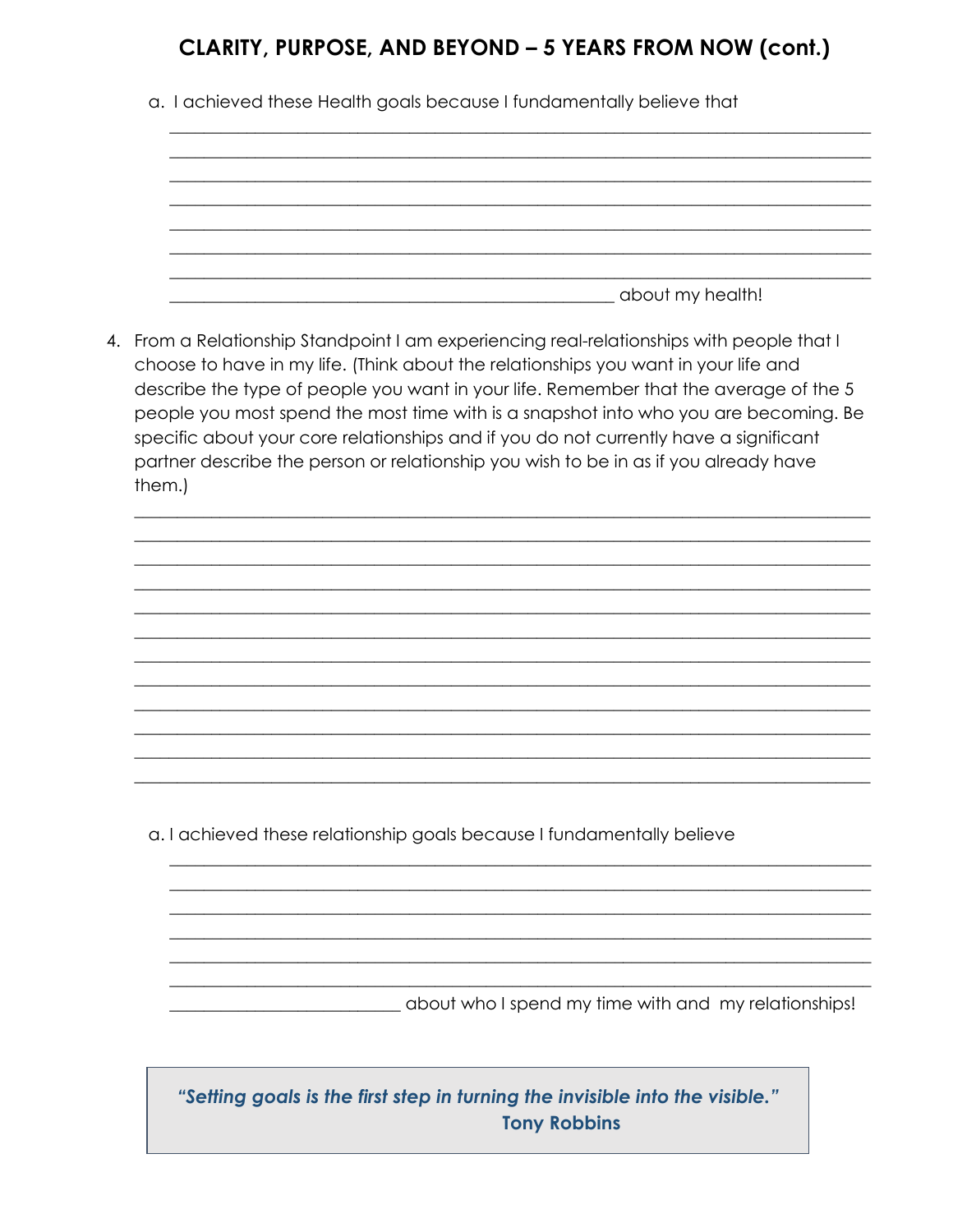## CLARITY, PURPOSE, AND BEYOND – 5 YEARS FROM NOW (cont.)

a. I achieved these Health goals because I fundamentally believe that

______________________________________________________________________________
______________________________________________________________________________
______________________________________________________________________________
______________________________________________________________________________
______________________________________________________________________________
______________________________________________________________________________
______________________________________________________________________________
__________________________________________________ about my health!

4. From a Relationship Standpoint I am experiencing real-relationships with people that I choose to have in my life. (Think about the relationships you want in your life and describe the type of people you want in your life. Remember that the average of the 5 people you most spend the most time with is a snapshot into who you are becoming. Be specific about your core relationships and if you do not currently have a significant partner describe the person or relationship you wish to be in as if you already have them.)

______________________________________________________________________________
______________________________________________________________________________
______________________________________________________________________________
______________________________________________________________________________
______________________________________________________________________________
______________________________________________________________________________
______________________________________________________________________________
______________________________________________________________________________
______________________________________________________________________________
______________________________________________________________________________
______________________________________________________________________________
______________________________________________________________________________

a. I achieved these relationship goals because I fundamentally believe

______________________________________________________________________________
______________________________________________________________________________
______________________________________________________________________________
______________________________________________________________________________
______________________________________________________________________________
______________________________________________________________________________
__________________________ about who I spend my time with and my relationships!

> ***"Setting goals is the first step in turning the invisible into the visible."***
> **Tony Robbins**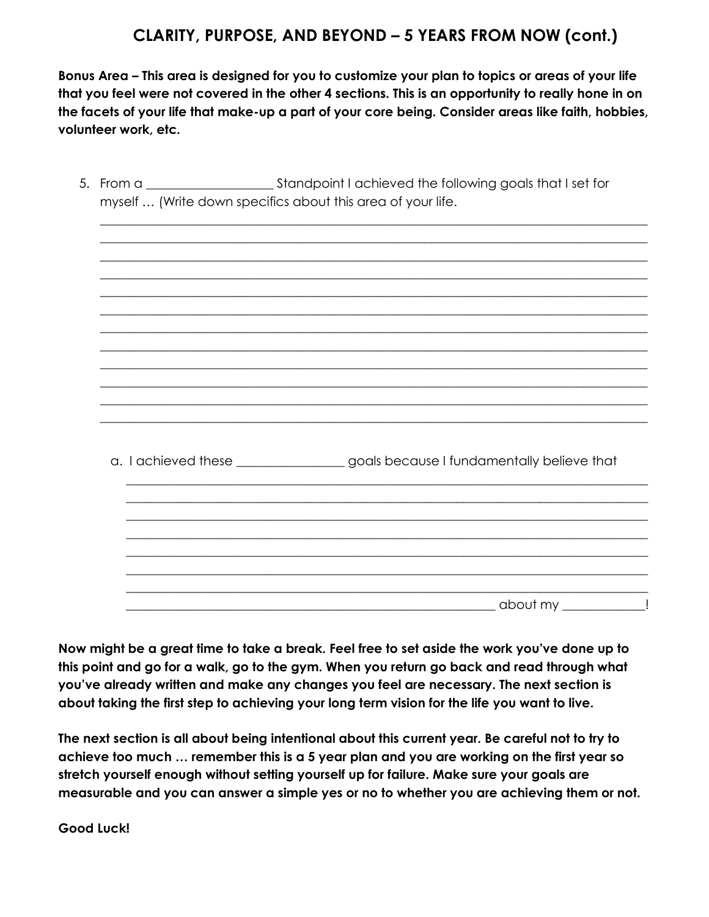## CLARITY, PURPOSE, AND BEYOND – 5 YEARS FROM NOW (cont.)

**Bonus Area – This area is designed for you to customize your plan to topics or areas of your life that you feel were not covered in the other 4 sections. This is an opportunity to really hone in on the facets of your life that make-up a part of your core being. Consider areas like faith, hobbies, volunteer work, etc.**

5. From a ___________________ Standpoint I achieved the following goals that I set for myself … (Write down specifics about this area of your life.

   ________________________________________________________________________________
   ________________________________________________________________________________
   ________________________________________________________________________________
   ________________________________________________________________________________
   ________________________________________________________________________________
   ________________________________________________________________________________
   ________________________________________________________________________________
   ________________________________________________________________________________
   ________________________________________________________________________________
   ________________________________________________________________________________
   ________________________________________________________________________________
   ________________________________________________________________________________

   a. I achieved these ________________ goals because I fundamentally believe that

      ____________________________________________________________________________
      ____________________________________________________________________________
      ____________________________________________________________________________
      ____________________________________________________________________________
      ____________________________________________________________________________
      ____________________________________________________________________________
      ____________________________________________________________________________
      ____________________________________________________________ about my ____________!

**Now might be a great time to take a break. Feel free to set aside the work you've done up to this point and go for a walk, go to the gym. When you return go back and read through what you've already written and make any changes you feel are necessary. The next section is about taking the first step to achieving your long term vision for the life you want to live.**

**The next section is all about being intentional about this current year. Be careful not to try to achieve too much … remember this is a 5 year plan and you are working on the first year so stretch yourself enough without setting yourself up for failure. Make sure your goals are measurable and you can answer a simple yes or no to whether you are achieving them or not.**

**Good Luck!**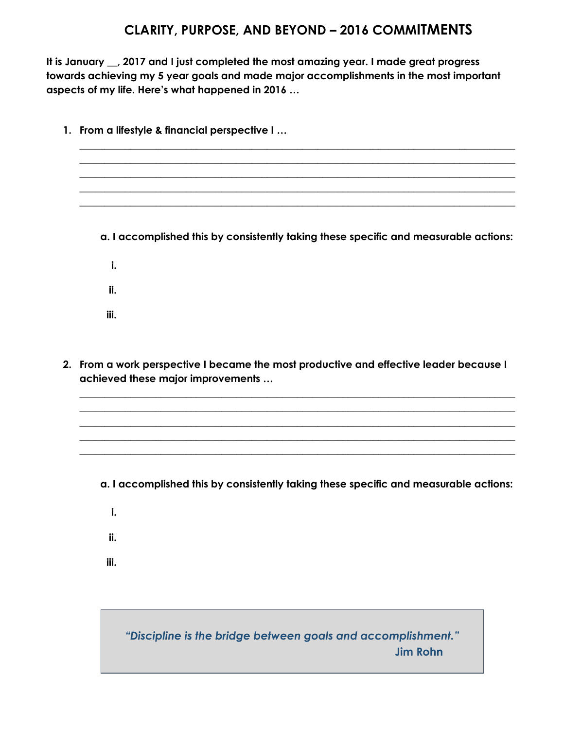# CLARITY, PURPOSE, AND BEYOND – 2016 COMMITMENTS

**It is January __, 2017 and I just completed the most amazing year. I made great progress towards achieving my 5 year goals and made major accomplishments in the most important aspects of my life. Here's what happened in 2016 …**

1. **From a lifestyle & financial perspective I …**

   ______________________________________________________________________________
   ______________________________________________________________________________
   ______________________________________________________________________________
   ______________________________________________________________________________
   ______________________________________________________________________________

   **a. I accomplished this by consistently taking these specific and measurable actions:**

   **i.**

   **ii.**

   **iii.**

2. **From a work perspective I became the most productive and effective leader because I achieved these major improvements …**

   ______________________________________________________________________________
   ______________________________________________________________________________
   ______________________________________________________________________________
   ______________________________________________________________________________
   ______________________________________________________________________________

   **a. I accomplished this by consistently taking these specific and measurable actions:**

   **i.**

   **ii.**

   **iii.**

> ***"Discipline is the bridge between goals and accomplishment."***
> **Jim Rohn**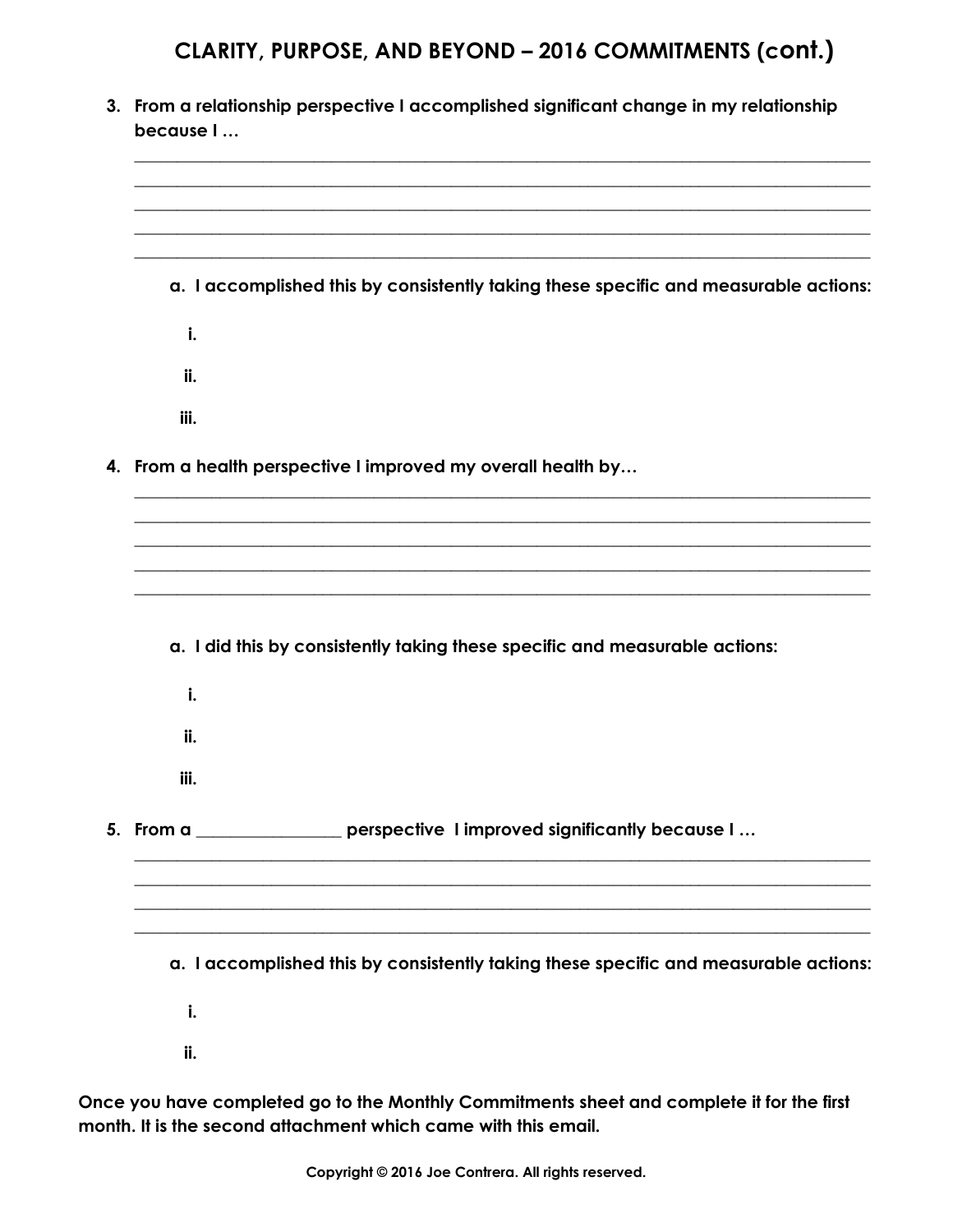## CLARITY, PURPOSE, AND BEYOND – 2016 COMMITMENTS (cont.)

3. **From a relationship perspective I accomplished significant change in my relationship because I …**

_______________________________________________________________________________
_______________________________________________________________________________
_______________________________________________________________________________
_______________________________________________________________________________
_______________________________________________________________________________

   a. **I accomplished this by consistently taking these specific and measurable actions:**

      i.

      ii.

      iii.

4. **From a health perspective I improved my overall health by…**

_______________________________________________________________________________
_______________________________________________________________________________
_______________________________________________________________________________
_______________________________________________________________________________
_______________________________________________________________________________

   a. **I did this by consistently taking these specific and measurable actions:**

      i.

      ii.

      iii.

5. **From a ________________ perspective I improved significantly because I …**

_______________________________________________________________________________
_______________________________________________________________________________
_______________________________________________________________________________
_______________________________________________________________________________

   a. **I accomplished this by consistently taking these specific and measurable actions:**

      i.

      ii.

**Once you have completed go to the Monthly Commitments sheet and complete it for the first month. It is the second attachment which came with this email.**

Copyright © 2016 Joe Contrera. All rights reserved.